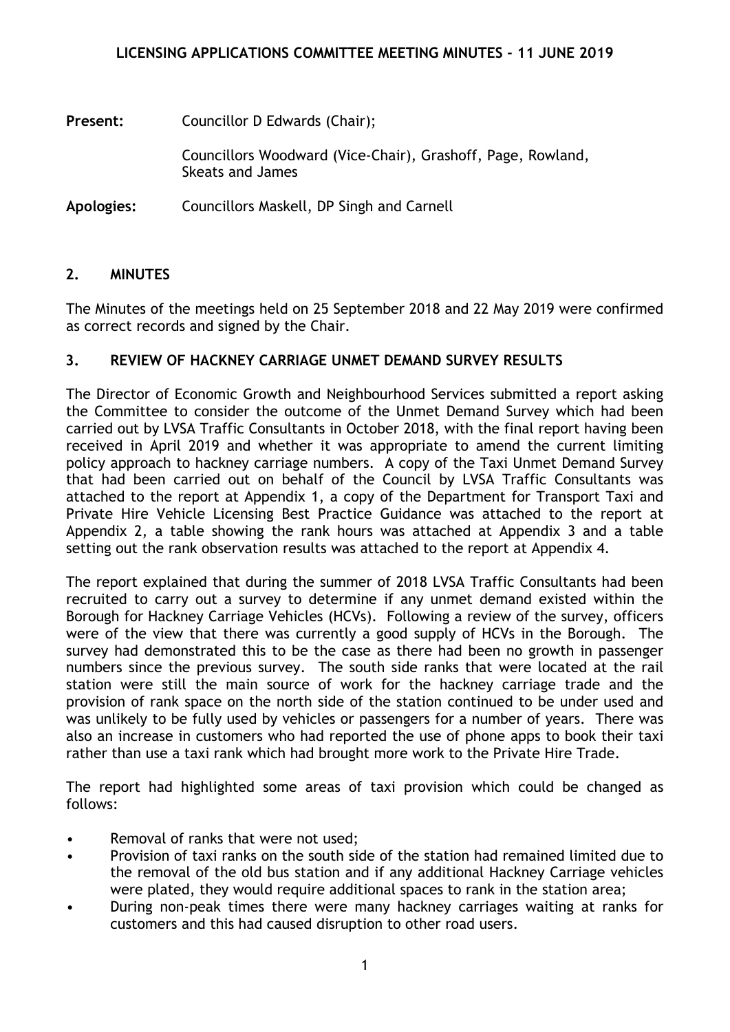# LICENSING APPLICATIONS COMMITTEE MEETING MINUTES - 11 JUNE 2019

**Present:** Councillor D Edwards (Chair);

Councillors Woodward (Vice-Chair), Grashoff, Page, Rowland, Skeats and James

**Apologies:** Councillors Maskell, DP Singh and Carnell

## 2. MINUTES

The Minutes of the meetings held on 25 September 2018 and 22 May 2019 were confirmed as correct records and signed by the Chair.

## 3. REVIEW OF HACKNEY CARRIAGE UNMET DEMAND SURVEY RESULTS

The Director of Economic Growth and Neighbourhood Services submitted a report asking the Committee to consider the outcome of the Unmet Demand Survey which had been carried out by LVSA Traffic Consultants in October 2018, with the final report having been received in April 2019 and whether it was appropriate to amend the current limiting policy approach to hackney carriage numbers. A copy of the Taxi Unmet Demand Survey that had been carried out on behalf of the Council by LVSA Traffic Consultants was attached to the report at Appendix 1, a copy of the Department for Transport Taxi and Private Hire Vehicle Licensing Best Practice Guidance was attached to the report at Appendix 2, a table showing the rank hours was attached at Appendix 3 and a table setting out the rank observation results was attached to the report at Appendix 4.

The report explained that during the summer of 2018 LVSA Traffic Consultants had been recruited to carry out a survey to determine if any unmet demand existed within the Borough for Hackney Carriage Vehicles (HCVs). Following a review of the survey, officers were of the view that there was currently a good supply of HCVs in the Borough. The survey had demonstrated this to be the case as there had been no growth in passenger numbers since the previous survey. The south side ranks that were located at the rail station were still the main source of work for the hackney carriage trade and the provision of rank space on the north side of the station continued to be under used and was unlikely to be fully used by vehicles or passengers for a number of years. There was also an increase in customers who had reported the use of phone apps to book their taxi rather than use a taxi rank which had brought more work to the Private Hire Trade.

The report had highlighted some areas of taxi provision which could be changed as follows:

- Removal of ranks that were not used;
- Provision of taxi ranks on the south side of the station had remained limited due to the removal of the old bus station and if any additional Hackney Carriage vehicles were plated, they would require additional spaces to rank in the station area;
- During non-peak times there were many hackney carriages waiting at ranks for customers and this had caused disruption to other road users.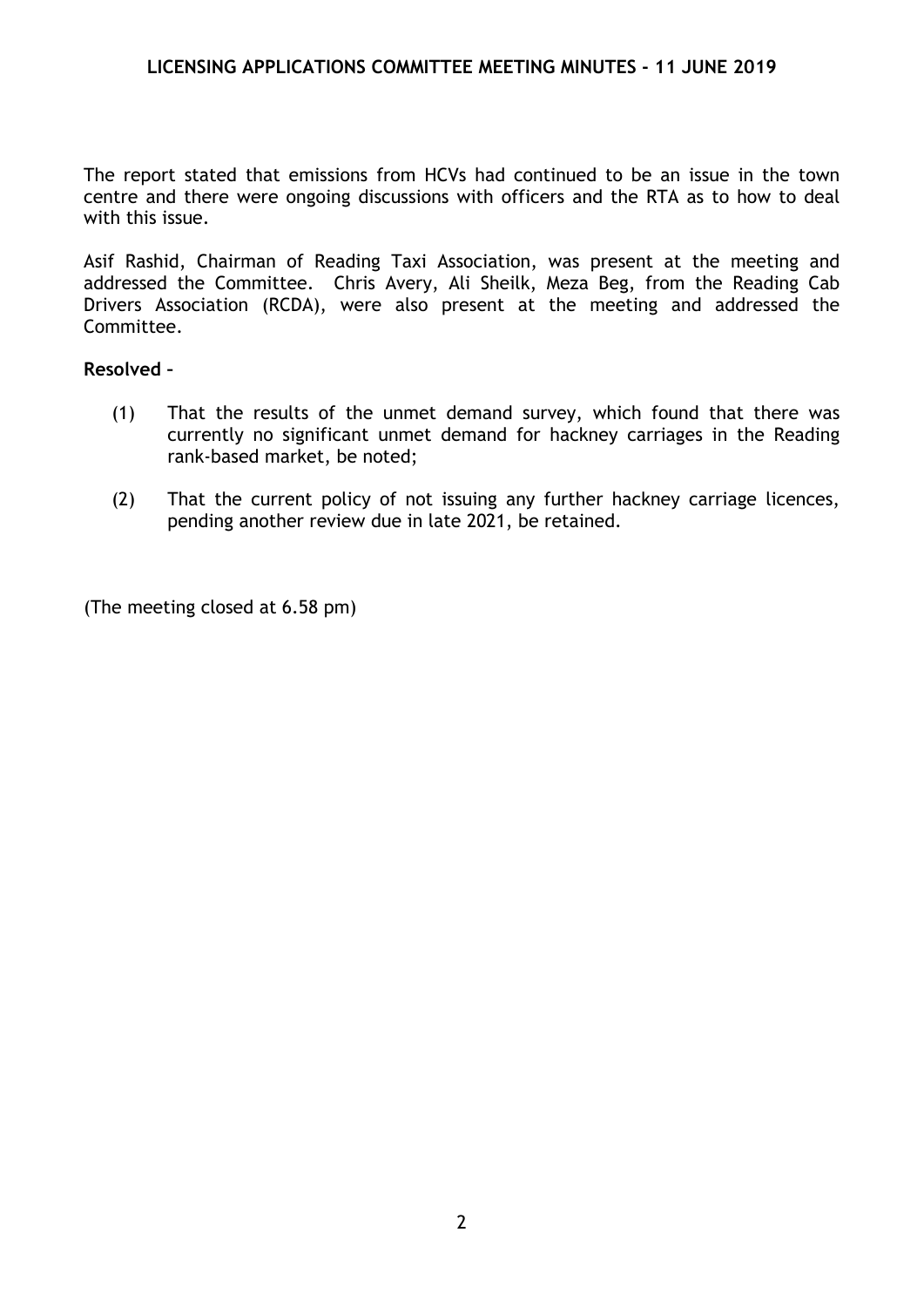The report stated that emissions from HCVs had continued to be an issue in the town centre and there were ongoing discussions with officers and the RTA as to how to deal with this issue.

Asif Rashid, Chairman of Reading Taxi Association, was present at the meeting and addressed the Committee. Chris Avery, Ali Sheilk, Meza Beg, from the Reading Cab Drivers Association (RCDA), were also present at the meeting and addressed the Committee.

**Resolved** –

(1) That the results of the unmet demand survey, which found that there was currently no significant unmet demand for hackney carriages in the Reading rank-based market, be noted;

(2) That the current policy of not issuing any further hackney carriage licences, pending another review due in late 2021, be retained.

(The meeting closed at 6.58 pm)